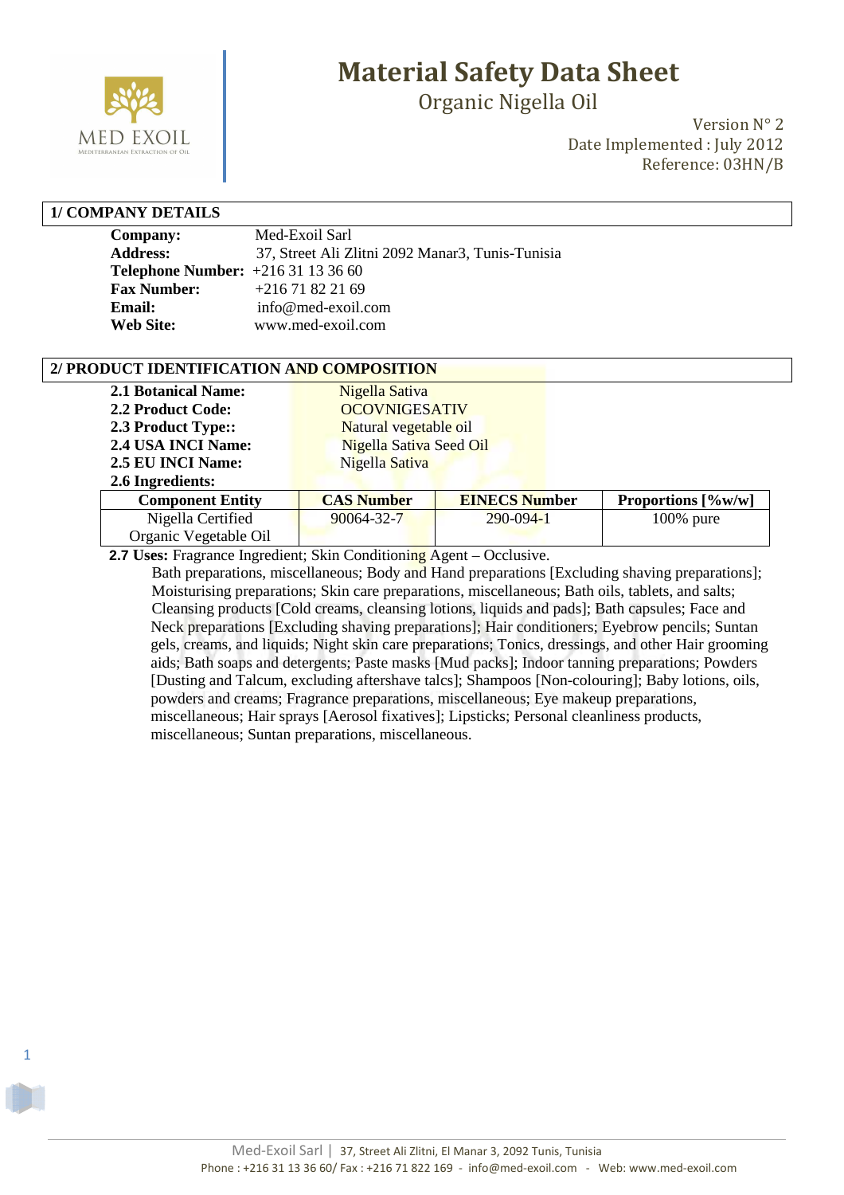# Material Safety Data Sheet

## Organic Nigella Oil

Version N° 2
Date Implemented : July 2012
Reference: 03HN/B

## 1/ COMPANY DETAILS

**Company:** Med-Exoil Sarl
**Address:** 37, Street Ali Zlitni 2092 Manar3, Tunis-Tunisia
**Telephone Number:** +216 31 13 36 60
**Fax Number:** +216 71 82 21 69
**Email:** info@med-exoil.com
**Web Site:** www.med-exoil.com

## 2/ PRODUCT IDENTIFICATION AND COMPOSITION

**2.1 Botanical Name:** Nigella Sativa
**2.2 Product Code:** OCOVNIGESATIV
**2.3 Product Type::** Natural vegetable oil
**2.4 USA INCI Name:** Nigella Sativa Seed Oil
**2.5 EU INCI Name:** Nigella Sativa
**2.6 Ingredients:**

| Component Entity | CAS Number | EINECS Number | Proportions [%w/w] |
|---|---|---|---|
| Nigella Certified Organic Vegetable Oil | 90064-32-7 | 290-094-1 | 100% pure |

**2.7 Uses:** Fragrance Ingredient; Skin Conditioning Agent – Occlusive.

Bath preparations, miscellaneous; Body and Hand preparations [Excluding shaving preparations]; Moisturising preparations; Skin care preparations, miscellaneous; Bath oils, tablets, and salts; Cleansing products [Cold creams, cleansing lotions, liquids and pads]; Bath capsules; Face and Neck preparations [Excluding shaving preparations]; Hair conditioners; Eyebrow pencils; Suntan gels, creams, and liquids; Night skin care preparations; Tonics, dressings, and other Hair grooming aids; Bath soaps and detergents; Paste masks [Mud packs]; Indoor tanning preparations; Powders [Dusting and Talcum, excluding aftershave talcs]; Shampoos [Non-colouring]; Baby lotions, oils, powders and creams; Fragrance preparations, miscellaneous; Eye makeup preparations, miscellaneous; Hair sprays [Aerosol fixatives]; Lipsticks; Personal cleanliness products, miscellaneous; Suntan preparations, miscellaneous.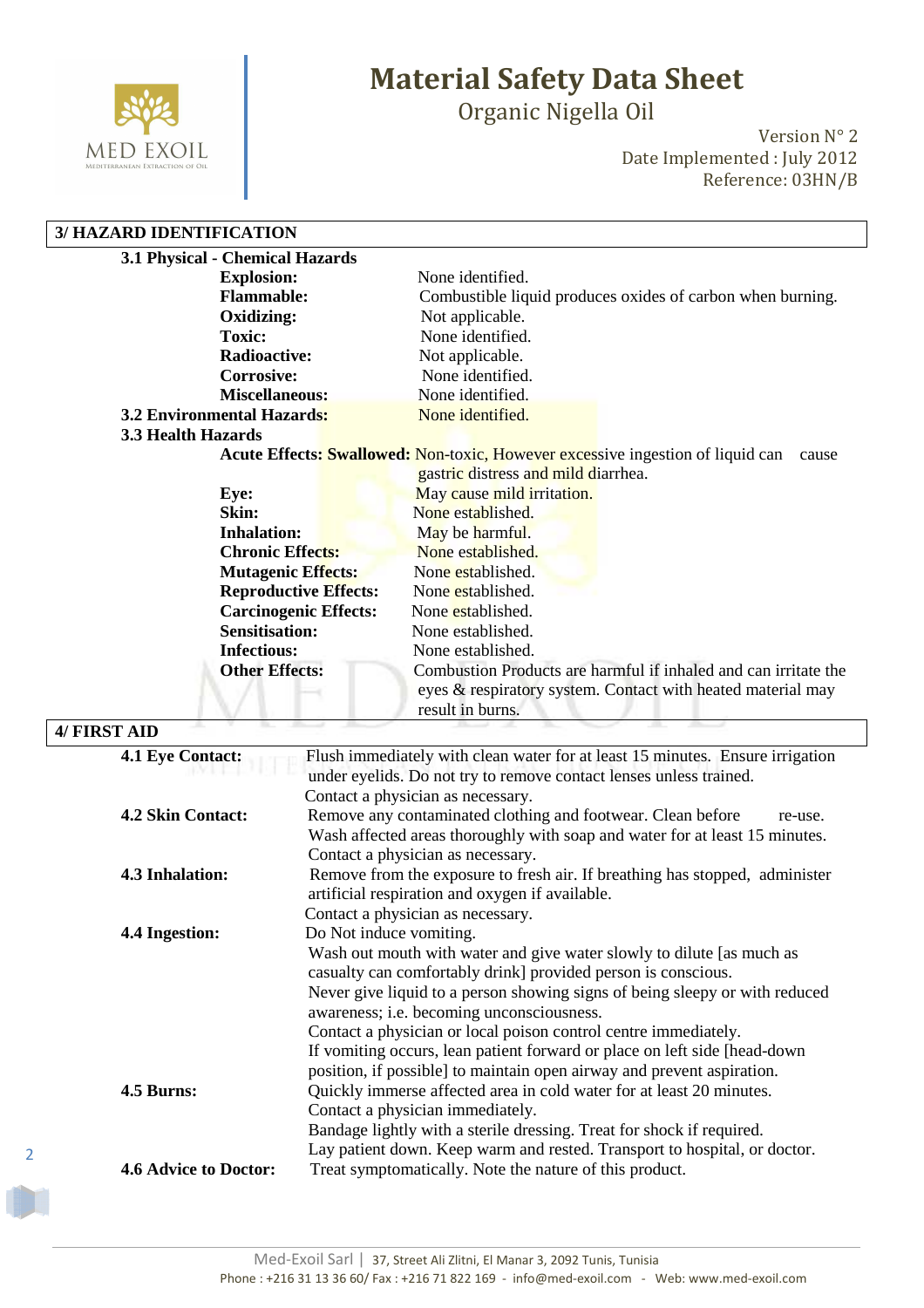## 3/ HAZARD IDENTIFICATION

### 3.1 Physical - Chemical Hazards

| | |
|---|---|
| **Explosion:** | None identified. |
| **Flammable:** | Combustible liquid produces oxides of carbon when burning. |
| **Oxidizing:** | Not applicable. |
| **Toxic:** | None identified. |
| **Radioactive:** | Not applicable. |
| **Corrosive:** | None identified. |
| **Miscellaneous:** | None identified. |

**3.2 Environmental Hazards:** None identified.

### 3.3 Health Hazards

| | |
|---|---|
| **Acute Effects: Swallowed:** | Non-toxic, However excessive ingestion of liquid can cause gastric distress and mild diarrhea. |
| **Eye:** | May cause mild irritation. |
| **Skin:** | None established. |
| **Inhalation:** | May be harmful. |
| **Chronic Effects:** | None established. |
| **Mutagenic Effects:** | None established. |
| **Reproductive Effects:** | None established. |
| **Carcinogenic Effects:** | None established. |
| **Sensitisation:** | None established. |
| **Infectious:** | None established. |
| **Other Effects:** | Combustion Products are harmful if inhaled and can irritate the eyes & respiratory system. Contact with heated material may result in burns. |

## 4/ FIRST AID

**4.1 Eye Contact:** Flush immediately with clean water for at least 15 minutes. Ensure irrigation under eyelids. Do not try to remove contact lenses unless trained.
Contact a physician as necessary.

**4.2 Skin Contact:** Remove any contaminated clothing and footwear. Clean before re-use.
Wash affected areas thoroughly with soap and water for at least 15 minutes.
Contact a physician as necessary.

**4.3 Inhalation:** Remove from the exposure to fresh air. If breathing has stopped, administer artificial respiration and oxygen if available.
Contact a physician as necessary.

**4.4 Ingestion:** Do Not induce vomiting.
Wash out mouth with water and give water slowly to dilute [as much as casualty can comfortably drink] provided person is conscious.
Never give liquid to a person showing signs of being sleepy or with reduced awareness; i.e. becoming unconsciousness.
Contact a physician or local poison control centre immediately.
If vomiting occurs, lean patient forward or place on left side [head-down position, if possible] to maintain open airway and prevent aspiration.

**4.5 Burns:** Quickly immerse affected area in cold water for at least 20 minutes.
Contact a physician immediately.
Bandage lightly with a sterile dressing. Treat for shock if required.
Lay patient down. Keep warm and rested. Transport to hospital, or doctor.

**4.6 Advice to Doctor:** Treat symptomatically. Note the nature of this product.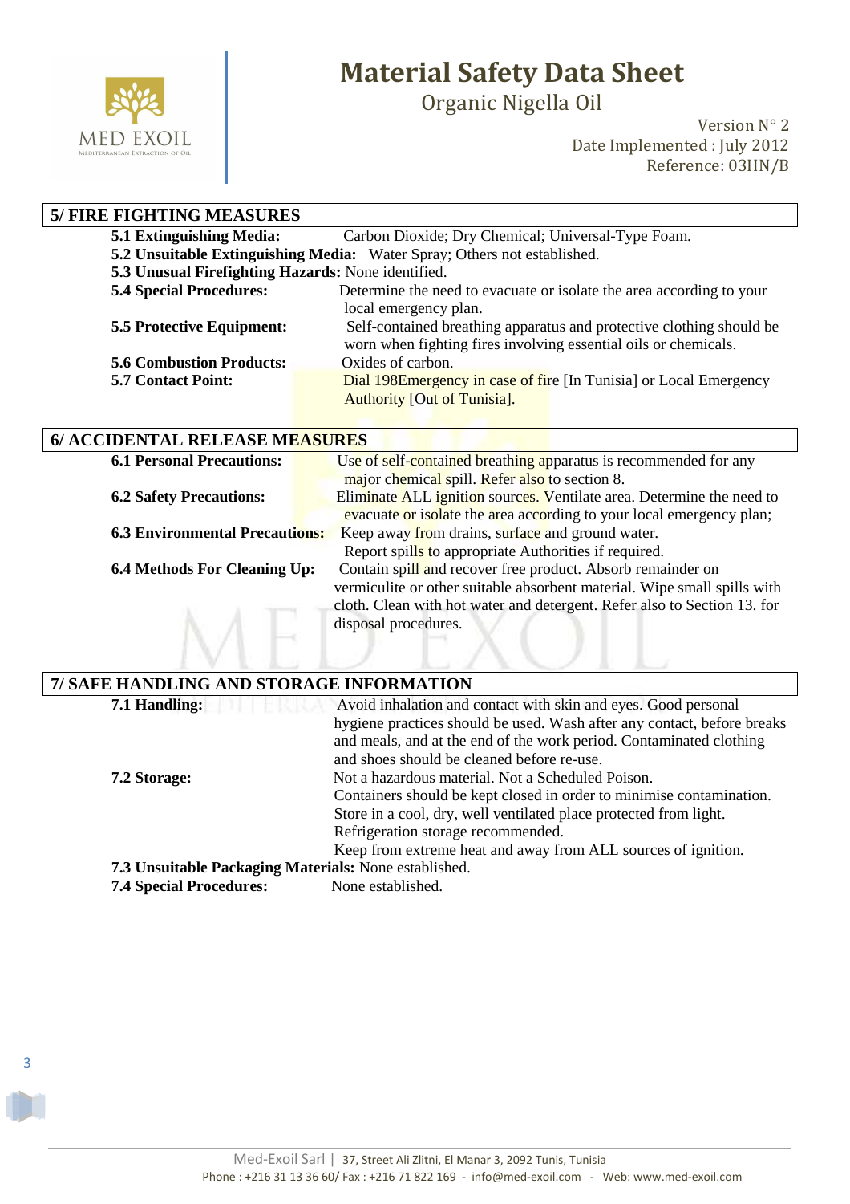## 5/ FIRE FIGHTING MEASURES

**5.1 Extinguishing Media:** Carbon Dioxide; Dry Chemical; Universal-Type Foam.

**5.2 Unsuitable Extinguishing Media:** Water Spray; Others not established.

**5.3 Unusual Firefighting Hazards:** None identified.

**5.4 Special Procedures:** Determine the need to evacuate or isolate the area according to your local emergency plan.

**5.5 Protective Equipment:** Self-contained breathing apparatus and protective clothing should be worn when fighting fires involving essential oils or chemicals.

**5.6 Combustion Products:** Oxides of carbon.

**5.7 Contact Point:** Dial 198Emergency in case of fire [In Tunisia] or Local Emergency Authority [Out of Tunisia].

## 6/ ACCIDENTAL RELEASE MEASURES

**6.1 Personal Precautions:** Use of self-contained breathing apparatus is recommended for any major chemical spill. Refer also to section 8.

**6.2 Safety Precautions:** Eliminate ALL ignition sources. Ventilate area. Determine the need to evacuate or isolate the area according to your local emergency plan;

**6.3 Environmental Precautions:** Keep away from drains, surface and ground water. Report spills to appropriate Authorities if required.

**6.4 Methods For Cleaning Up:** Contain spill and recover free product. Absorb remainder on vermiculite or other suitable absorbent material. Wipe small spills with cloth. Clean with hot water and detergent. Refer also to Section 13. for disposal procedures.

## 7/ SAFE HANDLING AND STORAGE INFORMATION

**7.1 Handling:** Avoid inhalation and contact with skin and eyes. Good personal hygiene practices should be used. Wash after any contact, before breaks and meals, and at the end of the work period. Contaminated clothing and shoes should be cleaned before re-use.

**7.2 Storage:** Not a hazardous material. Not a Scheduled Poison.
Containers should be kept closed in order to minimise contamination.
Store in a cool, dry, well ventilated place protected from light.
Refrigeration storage recommended.
Keep from extreme heat and away from ALL sources of ignition.

**7.3 Unsuitable Packaging Materials:** None established.

**7.4 Special Procedures:** None established.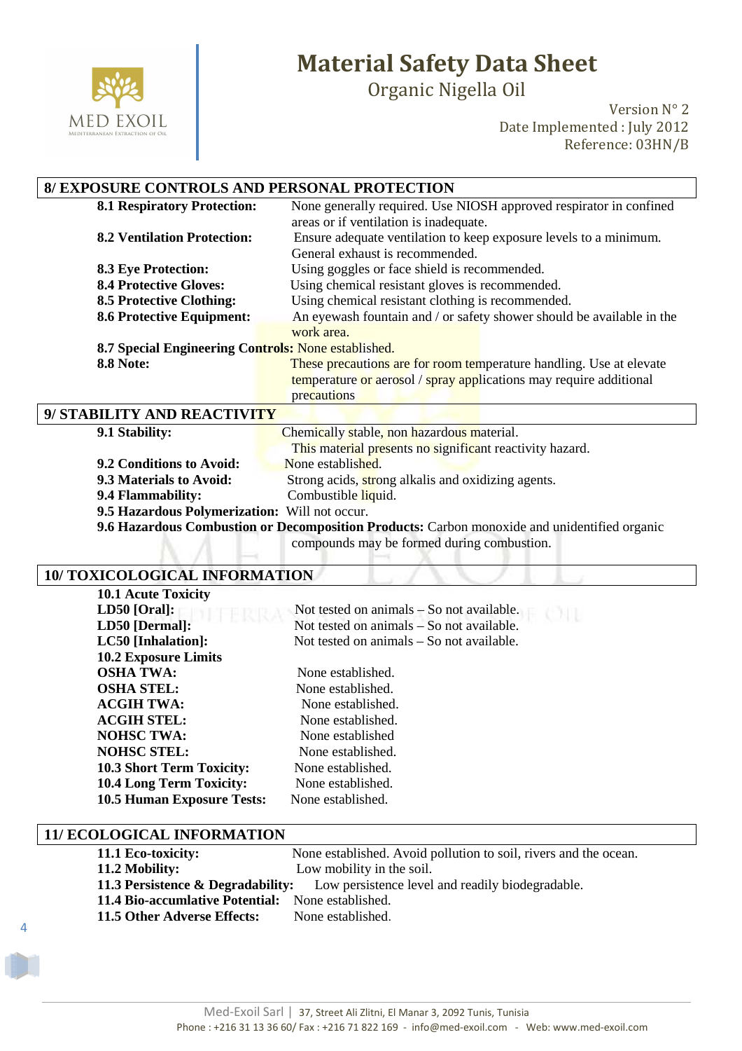## 8/ EXPOSURE CONTROLS AND PERSONAL PROTECTION

**8.1 Respiratory Protection:** None generally required. Use NIOSH approved respirator in confined areas or if ventilation is inadequate.

**8.2 Ventilation Protection:** Ensure adequate ventilation to keep exposure levels to a minimum. General exhaust is recommended.

**8.3 Eye Protection:** Using goggles or face shield is recommended.

**8.4 Protective Gloves:** Using chemical resistant gloves is recommended.

**8.5 Protective Clothing:** Using chemical resistant clothing is recommended.

**8.6 Protective Equipment:** An eyewash fountain and / or safety shower should be available in the work area.

**8.7 Special Engineering Controls:** None established.

**8.8 Note:** These precautions are for room temperature handling. Use at elevate temperature or aerosol / spray applications may require additional precautions

## 9/ STABILITY AND REACTIVITY

**9.1 Stability:** Chemically stable, non hazardous material. This material presents no significant reactivity hazard.

**9.2 Conditions to Avoid:** None established.

**9.3 Materials to Avoid:** Strong acids, strong alkalis and oxidizing agents.

**9.4 Flammability:** Combustible liquid.

**9.5 Hazardous Polymerization:** Will not occur.

**9.6 Hazardous Combustion or Decomposition Products:** Carbon monoxide and unidentified organic compounds may be formed during combustion.

## 10/ TOXICOLOGICAL INFORMATION

**10.1 Acute Toxicity**

**LD50 [Oral]:** Not tested on animals – So not available.

**LD50 [Dermal]:** Not tested on animals – So not available.

**LC50 [Inhalation]:** Not tested on animals – So not available.

**10.2 Exposure Limits**

**OSHA TWA:** None established.

**OSHA STEL:** None established.

**ACGIH TWA:** None established.

**ACGIH STEL:** None established.

**NOHSC TWA:** None established

**NOHSC STEL:** None established.

**10.3 Short Term Toxicity:** None established.

**10.4 Long Term Toxicity:** None established.

**10.5 Human Exposure Tests:** None established.

## 11/ ECOLOGICAL INFORMATION

**11.1 Eco-toxicity:** None established. Avoid pollution to soil, rivers and the ocean.

**11.2 Mobility:** Low mobility in the soil.

**11.3 Persistence & Degradability:** Low persistence level and readily biodegradable.

**11.4 Bio-accumlative Potential:** None established.

**11.5 Other Adverse Effects:** None established.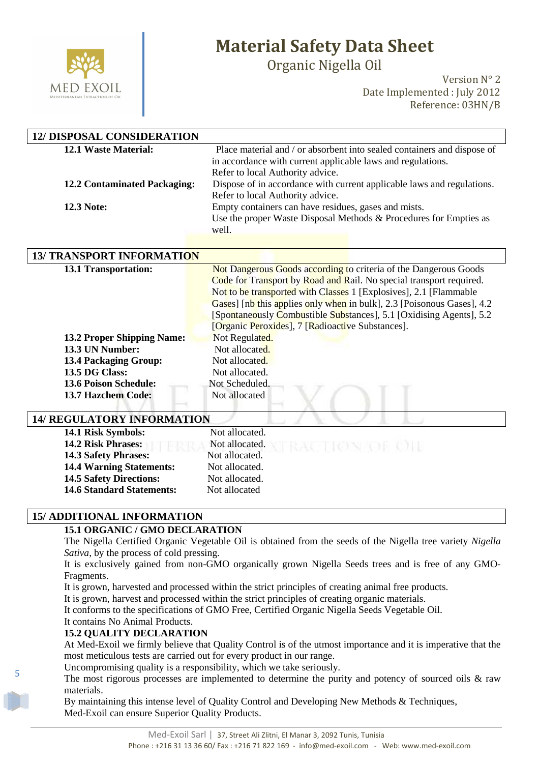## 12/ DISPOSAL CONSIDERATION

| | |
|---|---|
| **12.1 Waste Material:** | Place material and / or absorbent into sealed containers and dispose of in accordance with current applicable laws and regulations. Refer to local Authority advice. |
| **12.2 Contaminated Packaging:** | Dispose of in accordance with current applicable laws and regulations. Refer to local Authority advice. |
| **12.3 Note:** | Empty containers can have residues, gases and mists. Use the proper Waste Disposal Methods & Procedures for Empties as well. |

## 13/ TRANSPORT INFORMATION

| | |
|---|---|
| **13.1 Transportation:** | Not Dangerous Goods according to criteria of the Dangerous Goods Code for Transport by Road and Rail. No special transport required. Not to be transported with Classes 1 [Explosives], 2.1 [Flammable Gases] [nb this applies only when in bulk], 2.3 [Poisonous Gases], 4.2 [Spontaneously Combustible Substances], 5.1 [Oxidising Agents], 5.2 [Organic Peroxides], 7 [Radioactive Substances]. |
| **13.2 Proper Shipping Name:** | Not Regulated. |
| **13.3 UN Number:** | Not allocated. |
| **13.4 Packaging Group:** | Not allocated. |
| **13.5 DG Class:** | Not allocated. |
| **13.6 Poison Schedule:** | Not Scheduled. |
| **13.7 Hazchem Code:** | Not allocated |

## 14/ REGULATORY INFORMATION

| | |
|---|---|
| **14.1 Risk Symbols:** | Not allocated. |
| **14.2 Risk Phrases:** | Not allocated. |
| **14.3 Safety Phrases:** | Not allocated. |
| **14.4 Warning Statements:** | Not allocated. |
| **14.5 Safety Directions:** | Not allocated. |
| **14.6 Standard Statements:** | Not allocated |

## 15/ ADDITIONAL INFORMATION

### 15.1 ORGANIC / GMO DECLARATION

The Nigella Certified Organic Vegetable Oil is obtained from the seeds of the Nigella tree variety *Nigella Sativa*, by the process of cold pressing.

It is exclusively gained from non-GMO organically grown Nigella Seeds trees and is free of any GMO-Fragments.

It is grown, harvested and processed within the strict principles of creating animal free products.

It is grown, harvest and processed within the strict principles of creating organic materials.

It conforms to the specifications of GMO Free, Certified Organic Nigella Seeds Vegetable Oil.

It contains No Animal Products.

### 15.2 QUALITY DECLARATION

At Med-Exoil we firmly believe that Quality Control is of the utmost importance and it is imperative that the most meticulous tests are carried out for every product in our range.

Uncompromising quality is a responsibility, which we take seriously.

The most rigorous processes are implemented to determine the purity and potency of sourced oils & raw materials.

By maintaining this intense level of Quality Control and Developing New Methods & Techniques, Med-Exoil can ensure Superior Quality Products.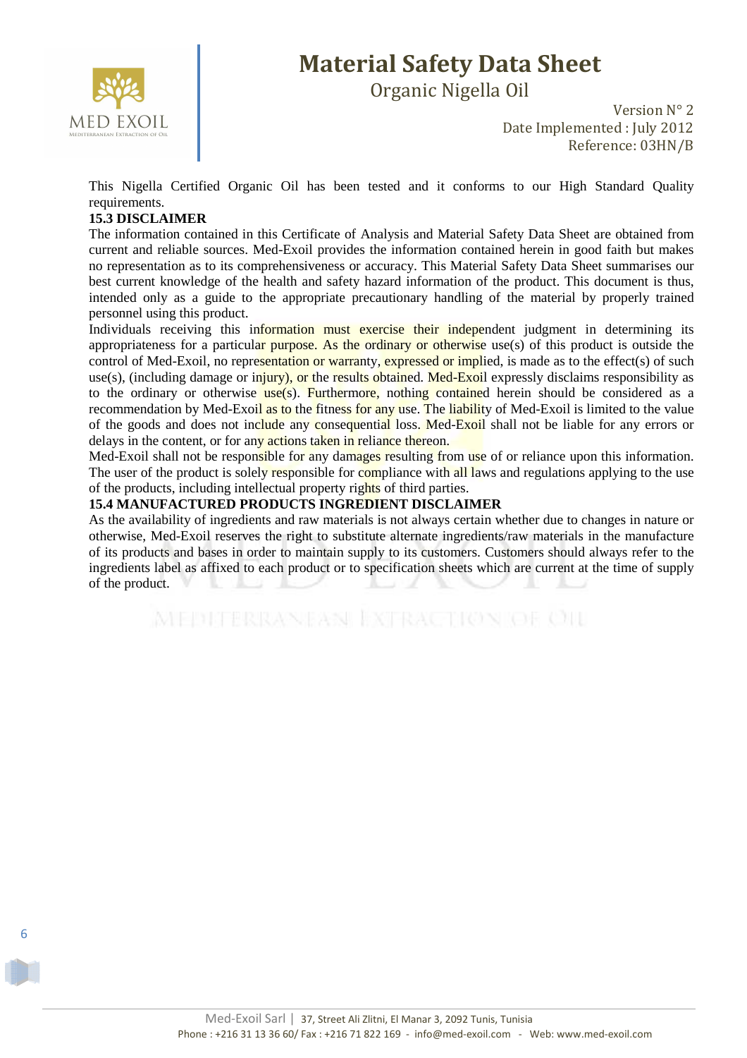This Nigella Certified Organic Oil has been tested and it conforms to our High Standard Quality requirements.

**15.3 DISCLAIMER**

The information contained in this Certificate of Analysis and Material Safety Data Sheet are obtained from current and reliable sources. Med-Exoil provides the information contained herein in good faith but makes no representation as to its comprehensiveness or accuracy. This Material Safety Data Sheet summarises our best current knowledge of the health and safety hazard information of the product. This document is thus, intended only as a guide to the appropriate precautionary handling of the material by properly trained personnel using this product.

Individuals receiving this information must exercise their independent judgment in determining its appropriateness for a particular purpose. As the ordinary or otherwise use(s) of this product is outside the control of Med-Exoil, no representation or warranty, expressed or implied, is made as to the effect(s) of such use(s), (including damage or injury), or the results obtained. Med-Exoil expressly disclaims responsibility as to the ordinary or otherwise use(s). Furthermore, nothing contained herein should be considered as a recommendation by Med-Exoil as to the fitness for any use. The liability of Med-Exoil is limited to the value of the goods and does not include any consequential loss. Med-Exoil shall not be liable for any errors or delays in the content, or for any actions taken in reliance thereon.

Med-Exoil shall not be responsible for any damages resulting from use of or reliance upon this information. The user of the product is solely responsible for compliance with all laws and regulations applying to the use of the products, including intellectual property rights of third parties.

**15.4 MANUFACTURED PRODUCTS INGREDIENT DISCLAIMER**

As the availability of ingredients and raw materials is not always certain whether due to changes in nature or otherwise, Med-Exoil reserves the right to substitute alternate ingredients/raw materials in the manufacture of its products and bases in order to maintain supply to its customers. Customers should always refer to the ingredients label as affixed to each product or to specification sheets which are current at the time of supply of the product.